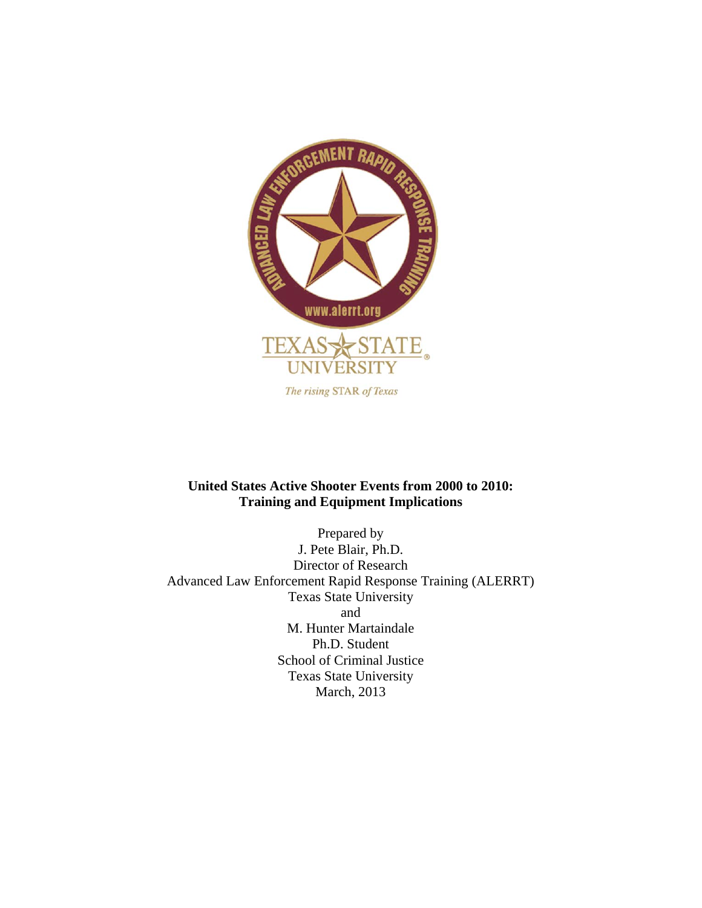**United States Active Shooter Events from 2000 to 2010: Training and Equipment Implications**

Prepared by
J. Pete Blair, Ph.D.
Director of Research
Advanced Law Enforcement Rapid Response Training (ALERRT)
Texas State University
and
M. Hunter Martaindale
Ph.D. Student
School of Criminal Justice
Texas State University
March, 2013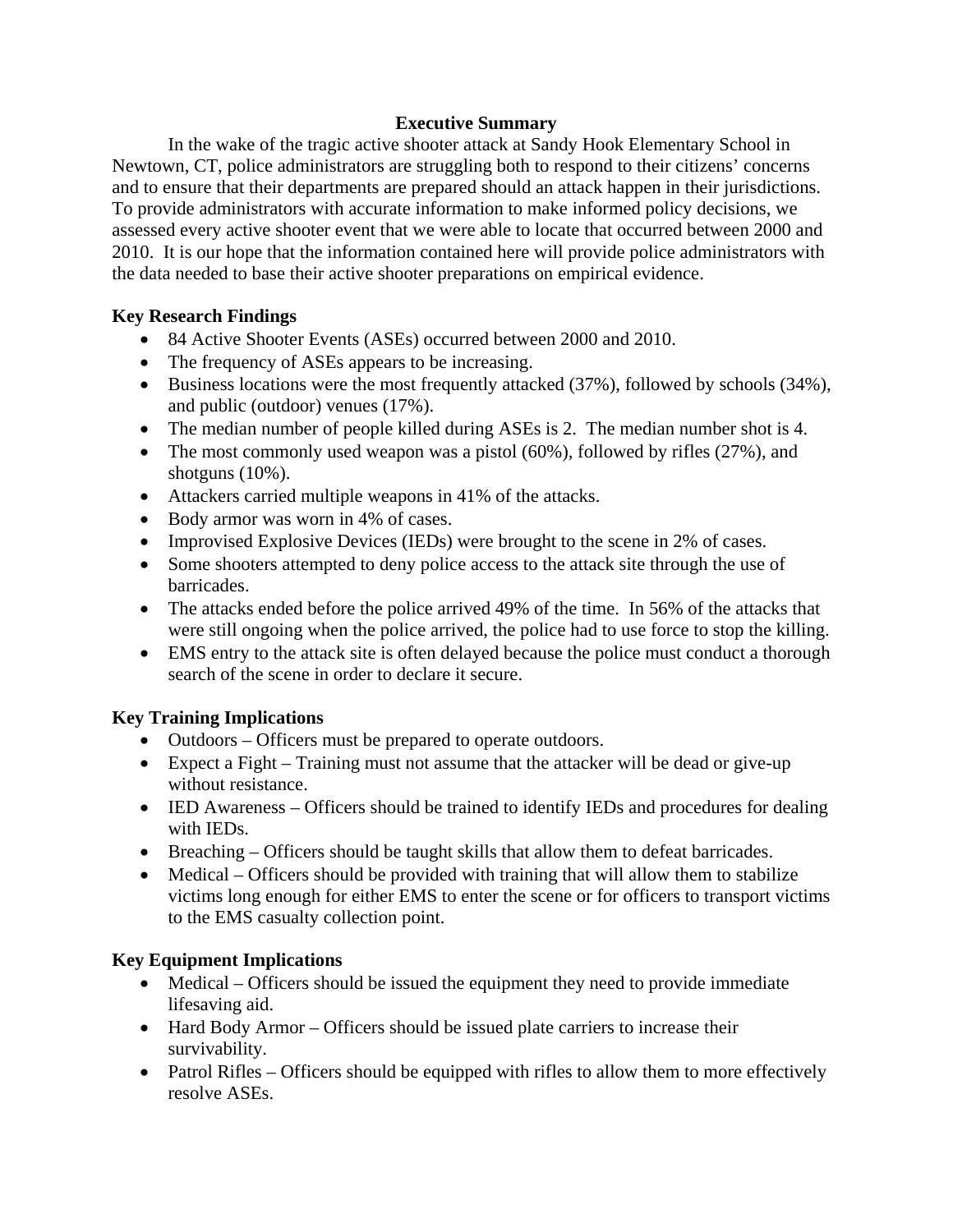## Executive Summary

In the wake of the tragic active shooter attack at Sandy Hook Elementary School in Newtown, CT, police administrators are struggling both to respond to their citizens' concerns and to ensure that their departments are prepared should an attack happen in their jurisdictions. To provide administrators with accurate information to make informed policy decisions, we assessed every active shooter event that we were able to locate that occurred between 2000 and 2010. It is our hope that the information contained here will provide police administrators with the data needed to base their active shooter preparations on empirical evidence.

### Key Research Findings

- 84 Active Shooter Events (ASEs) occurred between 2000 and 2010.
- The frequency of ASEs appears to be increasing.
- Business locations were the most frequently attacked (37%), followed by schools (34%), and public (outdoor) venues (17%).
- The median number of people killed during ASEs is 2. The median number shot is 4.
- The most commonly used weapon was a pistol (60%), followed by rifles (27%), and shotguns (10%).
- Attackers carried multiple weapons in 41% of the attacks.
- Body armor was worn in 4% of cases.
- Improvised Explosive Devices (IEDs) were brought to the scene in 2% of cases.
- Some shooters attempted to deny police access to the attack site through the use of barricades.
- The attacks ended before the police arrived 49% of the time. In 56% of the attacks that were still ongoing when the police arrived, the police had to use force to stop the killing.
- EMS entry to the attack site is often delayed because the police must conduct a thorough search of the scene in order to declare it secure.

### Key Training Implications

- Outdoors – Officers must be prepared to operate outdoors.
- Expect a Fight – Training must not assume that the attacker will be dead or give-up without resistance.
- IED Awareness – Officers should be trained to identify IEDs and procedures for dealing with IEDs.
- Breaching – Officers should be taught skills that allow them to defeat barricades.
- Medical – Officers should be provided with training that will allow them to stabilize victims long enough for either EMS to enter the scene or for officers to transport victims to the EMS casualty collection point.

### Key Equipment Implications

- Medical – Officers should be issued the equipment they need to provide immediate lifesaving aid.
- Hard Body Armor – Officers should be issued plate carriers to increase their survivability.
- Patrol Rifles – Officers should be equipped with rifles to allow them to more effectively resolve ASEs.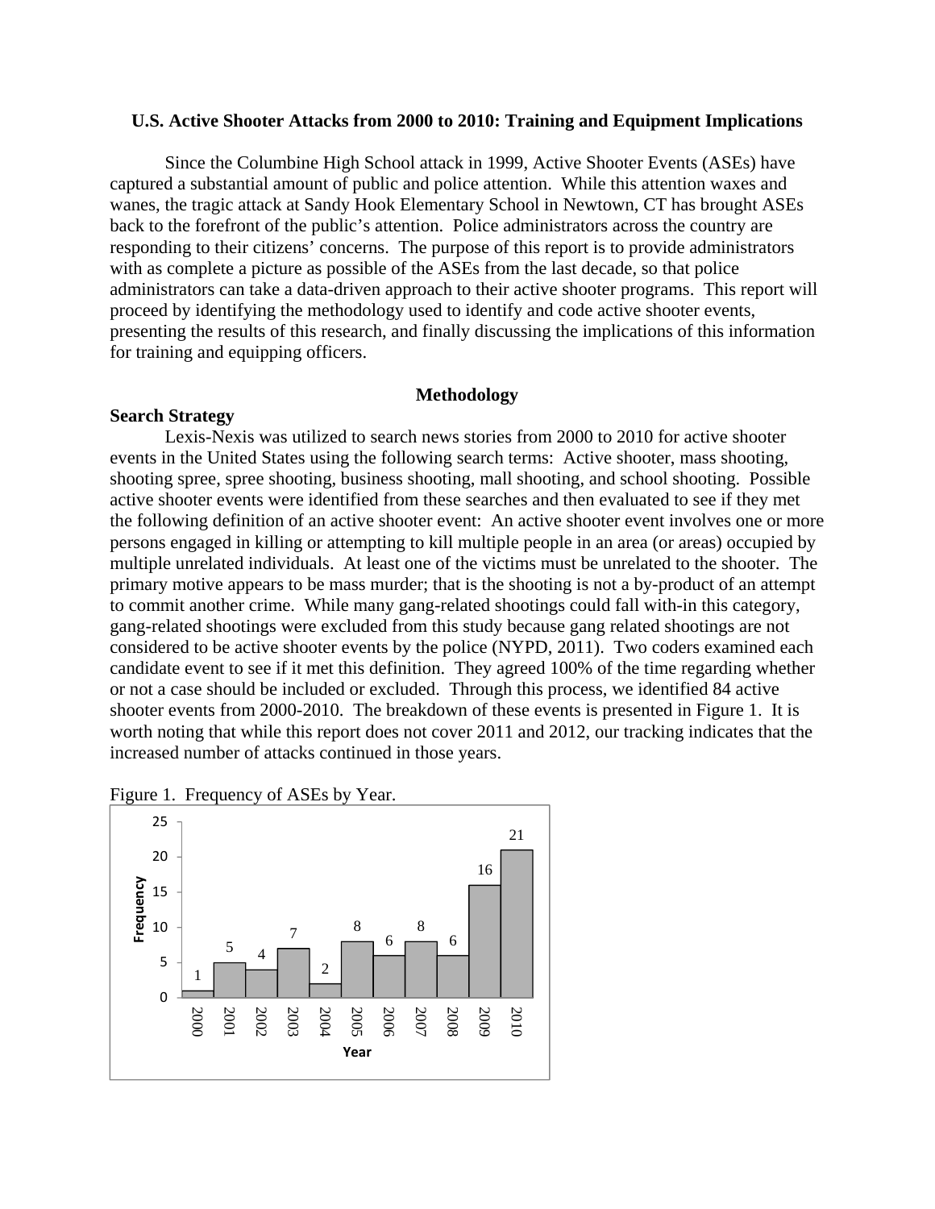## U.S. Active Shooter Attacks from 2000 to 2010: Training and Equipment Implications

Since the Columbine High School attack in 1999, Active Shooter Events (ASEs) have captured a substantial amount of public and police attention. While this attention waxes and wanes, the tragic attack at Sandy Hook Elementary School in Newtown, CT has brought ASEs back to the forefront of the public's attention. Police administrators across the country are responding to their citizens' concerns. The purpose of this report is to provide administrators with as complete a picture as possible of the ASEs from the last decade, so that police administrators can take a data-driven approach to their active shooter programs. This report will proceed by identifying the methodology used to identify and code active shooter events, presenting the results of this research, and finally discussing the implications of this information for training and equipping officers.

### Methodology

**Search Strategy**

Lexis-Nexis was utilized to search news stories from 2000 to 2010 for active shooter events in the United States using the following search terms: Active shooter, mass shooting, shooting spree, spree shooting, business shooting, mall shooting, and school shooting. Possible active shooter events were identified from these searches and then evaluated to see if they met the following definition of an active shooter event: An active shooter event involves one or more persons engaged in killing or attempting to kill multiple people in an area (or areas) occupied by multiple unrelated individuals. At least one of the victims must be unrelated to the shooter. The primary motive appears to be mass murder; that is the shooting is not a by-product of an attempt to commit another crime. While many gang-related shootings could fall with-in this category, gang-related shootings were excluded from this study because gang related shootings are not considered to be active shooter events by the police (NYPD, 2011). Two coders examined each candidate event to see if it met this definition. They agreed 100% of the time regarding whether or not a case should be included or excluded. Through this process, we identified 84 active shooter events from 2000-2010. The breakdown of these events is presented in Figure 1. It is worth noting that while this report does not cover 2011 and 2012, our tracking indicates that the increased number of attacks continued in those years.

Figure 1. Frequency of ASEs by Year.

| Year | Frequency |
|---|---|
| 2000 | 1 |
| 2001 | 5 |
| 2002 | 4 |
| 2003 | 7 |
| 2004 | 2 |
| 2005 | 8 |
| 2006 | 6 |
| 2007 | 8 |
| 2008 | 6 |
| 2009 | 16 |
| 2010 | 21 |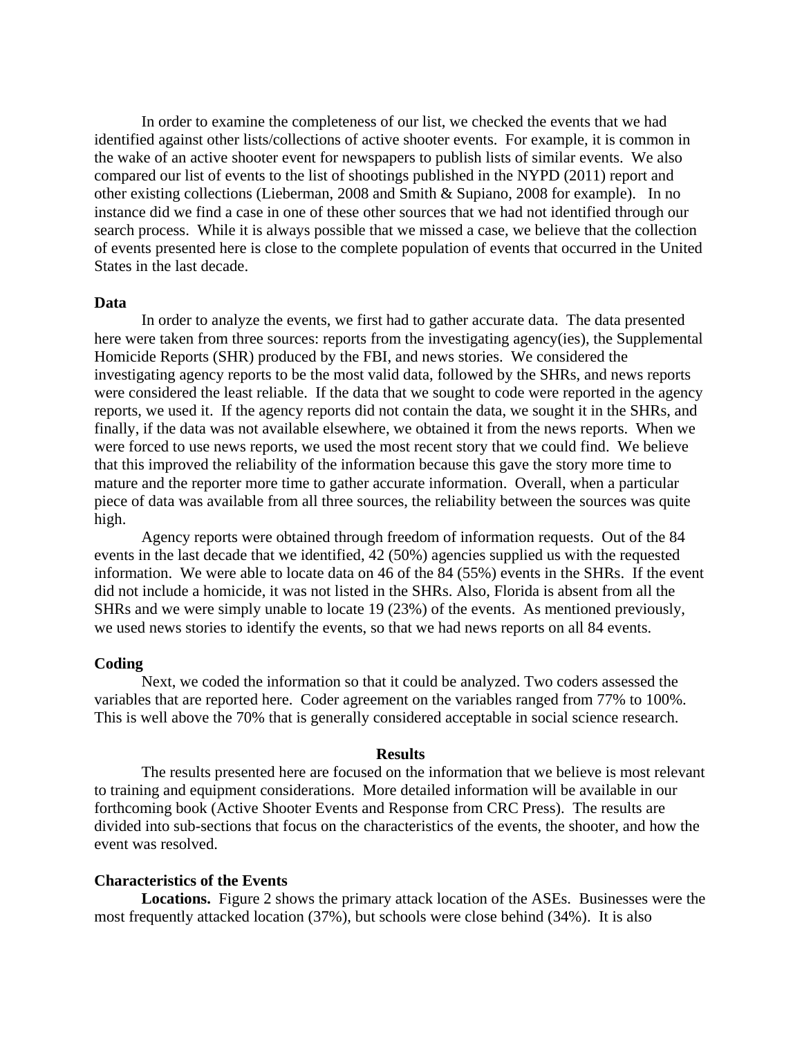In order to examine the completeness of our list, we checked the events that we had identified against other lists/collections of active shooter events. For example, it is common in the wake of an active shooter event for newspapers to publish lists of similar events. We also compared our list of events to the list of shootings published in the NYPD (2011) report and other existing collections (Lieberman, 2008 and Smith & Supiano, 2008 for example). In no instance did we find a case in one of these other sources that we had not identified through our search process. While it is always possible that we missed a case, we believe that the collection of events presented here is close to the complete population of events that occurred in the United States in the last decade.

**Data**

In order to analyze the events, we first had to gather accurate data. The data presented here were taken from three sources: reports from the investigating agency(ies), the Supplemental Homicide Reports (SHR) produced by the FBI, and news stories. We considered the investigating agency reports to be the most valid data, followed by the SHRs, and news reports were considered the least reliable. If the data that we sought to code were reported in the agency reports, we used it. If the agency reports did not contain the data, we sought it in the SHRs, and finally, if the data was not available elsewhere, we obtained it from the news reports. When we were forced to use news reports, we used the most recent story that we could find. We believe that this improved the reliability of the information because this gave the story more time to mature and the reporter more time to gather accurate information. Overall, when a particular piece of data was available from all three sources, the reliability between the sources was quite high.

Agency reports were obtained through freedom of information requests. Out of the 84 events in the last decade that we identified, 42 (50%) agencies supplied us with the requested information. We were able to locate data on 46 of the 84 (55%) events in the SHRs. If the event did not include a homicide, it was not listed in the SHRs. Also, Florida is absent from all the SHRs and we were simply unable to locate 19 (23%) of the events. As mentioned previously, we used news stories to identify the events, so that we had news reports on all 84 events.

**Coding**

Next, we coded the information so that it could be analyzed. Two coders assessed the variables that are reported here. Coder agreement on the variables ranged from 77% to 100%. This is well above the 70% that is generally considered acceptable in social science research.

## Results

The results presented here are focused on the information that we believe is most relevant to training and equipment considerations. More detailed information will be available in our forthcoming book (Active Shooter Events and Response from CRC Press). The results are divided into sub-sections that focus on the characteristics of the events, the shooter, and how the event was resolved.

**Characteristics of the Events**

**Locations.** Figure 2 shows the primary attack location of the ASEs. Businesses were the most frequently attacked location (37%), but schools were close behind (34%). It is also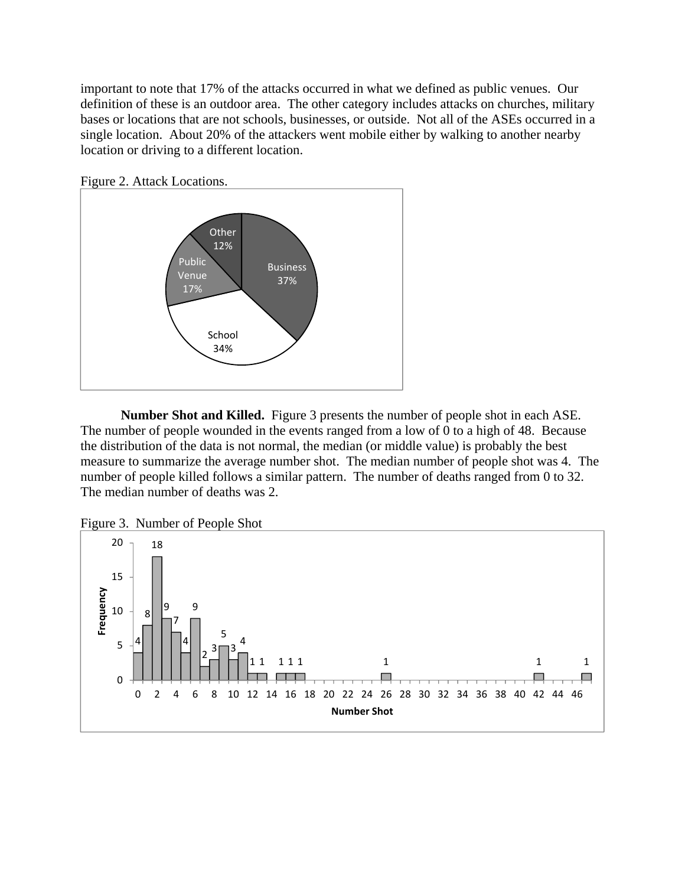important to note that 17% of the attacks occurred in what we defined as public venues. Our definition of these is an outdoor area. The other category includes attacks on churches, military bases or locations that are not schools, businesses, or outside. Not all of the ASEs occurred in a single location. About 20% of the attackers went mobile either by walking to another nearby location or driving to a different location.

Figure 2. Attack Locations.

**Number Shot and Killed.** Figure 3 presents the number of people shot in each ASE. The number of people wounded in the events ranged from a low of 0 to a high of 48. Because the distribution of the data is not normal, the median (or middle value) is probably the best measure to summarize the average number shot. The median number of people shot was 4. The number of people killed follows a similar pattern. The number of deaths ranged from 0 to 32. The median number of deaths was 2.

Figure 3. Number of People Shot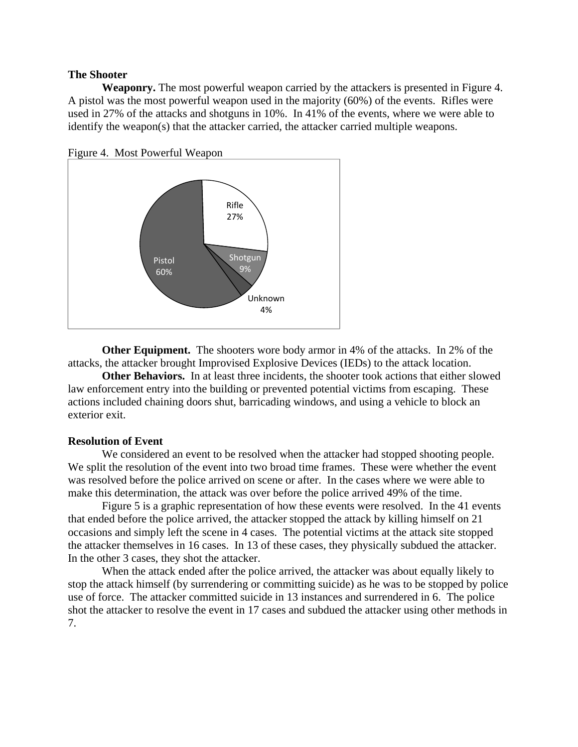**The Shooter**

**Weaponry.** The most powerful weapon carried by the attackers is presented in Figure 4. A pistol was the most powerful weapon used in the majority (60%) of the events. Rifles were used in 27% of the attacks and shotguns in 10%. In 41% of the events, where we were able to identify the weapon(s) that the attacker carried, the attacker carried multiple weapons.

Figure 4. Most Powerful Weapon

Rifle 27%
Shotgun 9%
Unknown 4%
Pistol 60%

**Other Equipment.** The shooters wore body armor in 4% of the attacks. In 2% of the attacks, the attacker brought Improvised Explosive Devices (IEDs) to the attack location.

**Other Behaviors.** In at least three incidents, the shooter took actions that either slowed law enforcement entry into the building or prevented potential victims from escaping. These actions included chaining doors shut, barricading windows, and using a vehicle to block an exterior exit.

**Resolution of Event**

We considered an event to be resolved when the attacker had stopped shooting people. We split the resolution of the event into two broad time frames. These were whether the event was resolved before the police arrived on scene or after. In the cases where we were able to make this determination, the attack was over before the police arrived 49% of the time.

Figure 5 is a graphic representation of how these events were resolved. In the 41 events that ended before the police arrived, the attacker stopped the attack by killing himself on 21 occasions and simply left the scene in 4 cases. The potential victims at the attack site stopped the attacker themselves in 16 cases. In 13 of these cases, they physically subdued the attacker. In the other 3 cases, they shot the attacker.

When the attack ended after the police arrived, the attacker was about equally likely to stop the attack himself (by surrendering or committing suicide) as he was to be stopped by police use of force. The attacker committed suicide in 13 instances and surrendered in 6. The police shot the attacker to resolve the event in 17 cases and subdued the attacker using other methods in 7.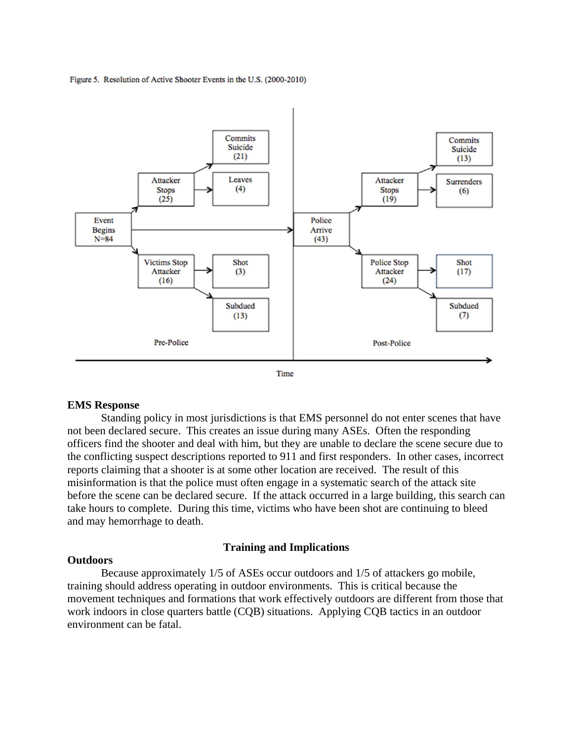Figure 5. Resolution of Active Shooter Events in the U.S. (2000-2010)

**EMS Response**

Standing policy in most jurisdictions is that EMS personnel do not enter scenes that have not been declared secure. This creates an issue during many ASEs. Often the responding officers find the shooter and deal with him, but they are unable to declare the scene secure due to the conflicting suspect descriptions reported to 911 and first responders. In other cases, incorrect reports claiming that a shooter is at some other location are received. The result of this misinformation is that the police must often engage in a systematic search of the attack site before the scene can be declared secure. If the attack occurred in a large building, this search can take hours to complete. During this time, victims who have been shot are continuing to bleed and may hemorrhage to death.

## Training and Implications

**Outdoors**

Because approximately 1/5 of ASEs occur outdoors and 1/5 of attackers go mobile, training should address operating in outdoor environments. This is critical because the movement techniques and formations that work effectively outdoors are different from those that work indoors in close quarters battle (CQB) situations. Applying CQB tactics in an outdoor environment can be fatal.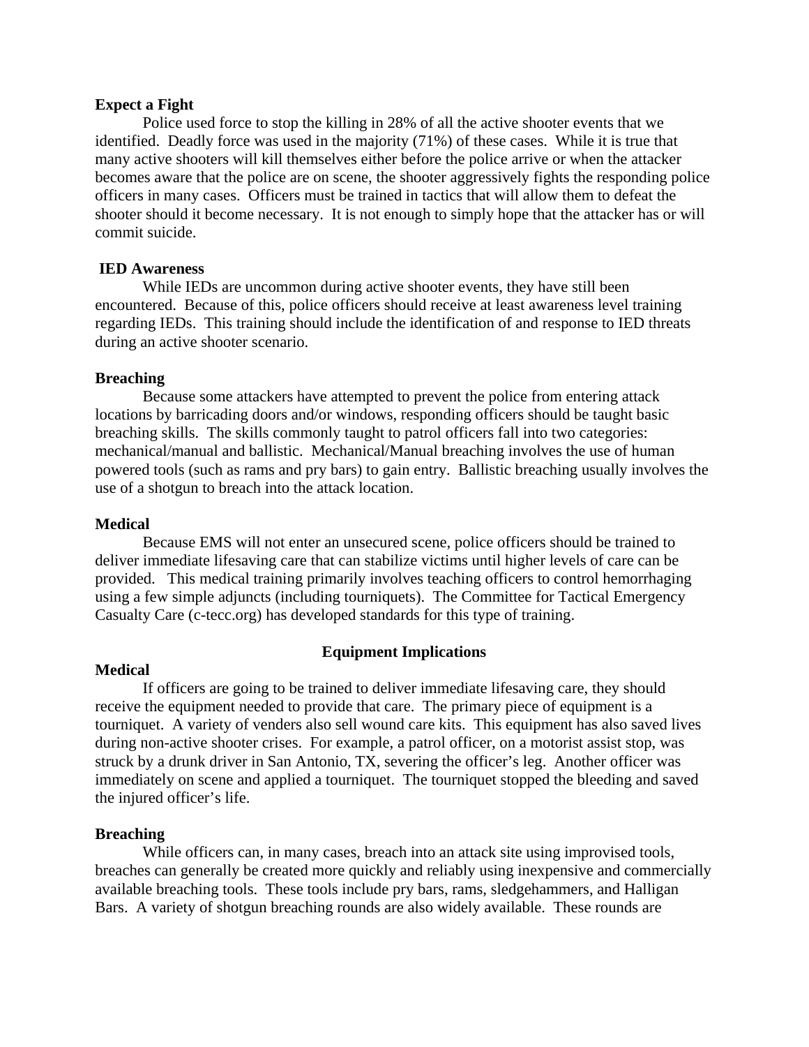**Expect a Fight**

Police used force to stop the killing in 28% of all the active shooter events that we identified. Deadly force was used in the majority (71%) of these cases. While it is true that many active shooters will kill themselves either before the police arrive or when the attacker becomes aware that the police are on scene, the shooter aggressively fights the responding police officers in many cases. Officers must be trained in tactics that will allow them to defeat the shooter should it become necessary. It is not enough to simply hope that the attacker has or will commit suicide.

**IED Awareness**

While IEDs are uncommon during active shooter events, they have still been encountered. Because of this, police officers should receive at least awareness level training regarding IEDs. This training should include the identification of and response to IED threats during an active shooter scenario.

**Breaching**

Because some attackers have attempted to prevent the police from entering attack locations by barricading doors and/or windows, responding officers should be taught basic breaching skills. The skills commonly taught to patrol officers fall into two categories: mechanical/manual and ballistic. Mechanical/Manual breaching involves the use of human powered tools (such as rams and pry bars) to gain entry. Ballistic breaching usually involves the use of a shotgun to breach into the attack location.

**Medical**

Because EMS will not enter an unsecured scene, police officers should be trained to deliver immediate lifesaving care that can stabilize victims until higher levels of care can be provided. This medical training primarily involves teaching officers to control hemorrhaging using a few simple adjuncts (including tourniquets). The Committee for Tactical Emergency Casualty Care (c-tecc.org) has developed standards for this type of training.

## Equipment Implications

**Medical**

If officers are going to be trained to deliver immediate lifesaving care, they should receive the equipment needed to provide that care. The primary piece of equipment is a tourniquet. A variety of venders also sell wound care kits. This equipment has also saved lives during non-active shooter crises. For example, a patrol officer, on a motorist assist stop, was struck by a drunk driver in San Antonio, TX, severing the officer's leg. Another officer was immediately on scene and applied a tourniquet. The tourniquet stopped the bleeding and saved the injured officer's life.

**Breaching**

While officers can, in many cases, breach into an attack site using improvised tools, breaches can generally be created more quickly and reliably using inexpensive and commercially available breaching tools. These tools include pry bars, rams, sledgehammers, and Halligan Bars. A variety of shotgun breaching rounds are also widely available. These rounds are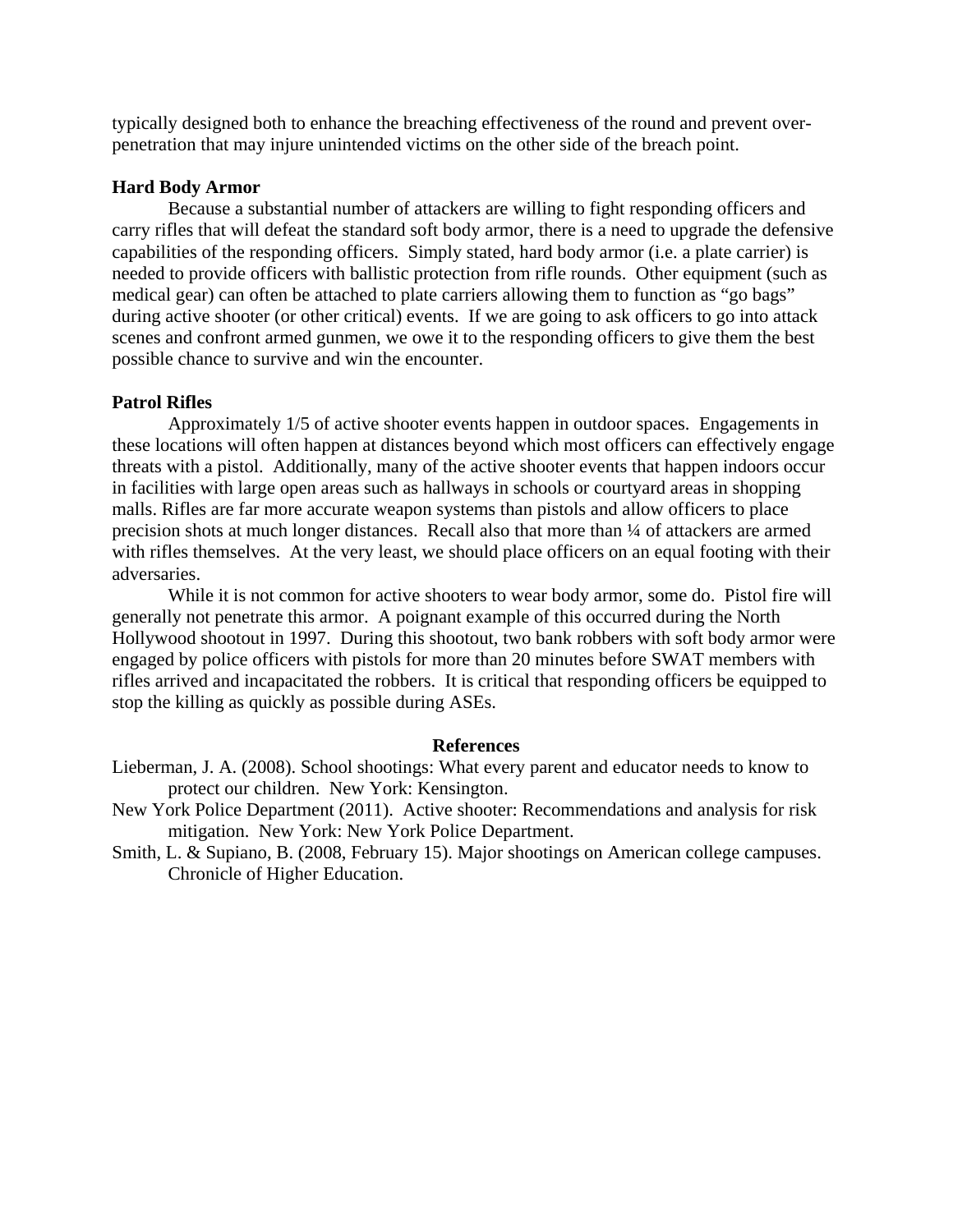typically designed both to enhance the breaching effectiveness of the round and prevent over-penetration that may injure unintended victims on the other side of the breach point.

**Hard Body Armor**

Because a substantial number of attackers are willing to fight responding officers and carry rifles that will defeat the standard soft body armor, there is a need to upgrade the defensive capabilities of the responding officers. Simply stated, hard body armor (i.e. a plate carrier) is needed to provide officers with ballistic protection from rifle rounds. Other equipment (such as medical gear) can often be attached to plate carriers allowing them to function as "go bags" during active shooter (or other critical) events. If we are going to ask officers to go into attack scenes and confront armed gunmen, we owe it to the responding officers to give them the best possible chance to survive and win the encounter.

**Patrol Rifles**

Approximately 1/5 of active shooter events happen in outdoor spaces. Engagements in these locations will often happen at distances beyond which most officers can effectively engage threats with a pistol. Additionally, many of the active shooter events that happen indoors occur in facilities with large open areas such as hallways in schools or courtyard areas in shopping malls. Rifles are far more accurate weapon systems than pistols and allow officers to place precision shots at much longer distances. Recall also that more than ¼ of attackers are armed with rifles themselves. At the very least, we should place officers on an equal footing with their adversaries.

While it is not common for active shooters to wear body armor, some do. Pistol fire will generally not penetrate this armor. A poignant example of this occurred during the North Hollywood shootout in 1997. During this shootout, two bank robbers with soft body armor were engaged by police officers with pistols for more than 20 minutes before SWAT members with rifles arrived and incapacitated the robbers. It is critical that responding officers be equipped to stop the killing as quickly as possible during ASEs.

## References

Lieberman, J. A. (2008). School shootings: What every parent and educator needs to know to protect our children. New York: Kensington.

New York Police Department (2011). Active shooter: Recommendations and analysis for risk mitigation. New York: New York Police Department.

Smith, L. & Supiano, B. (2008, February 15). Major shootings on American college campuses. Chronicle of Higher Education.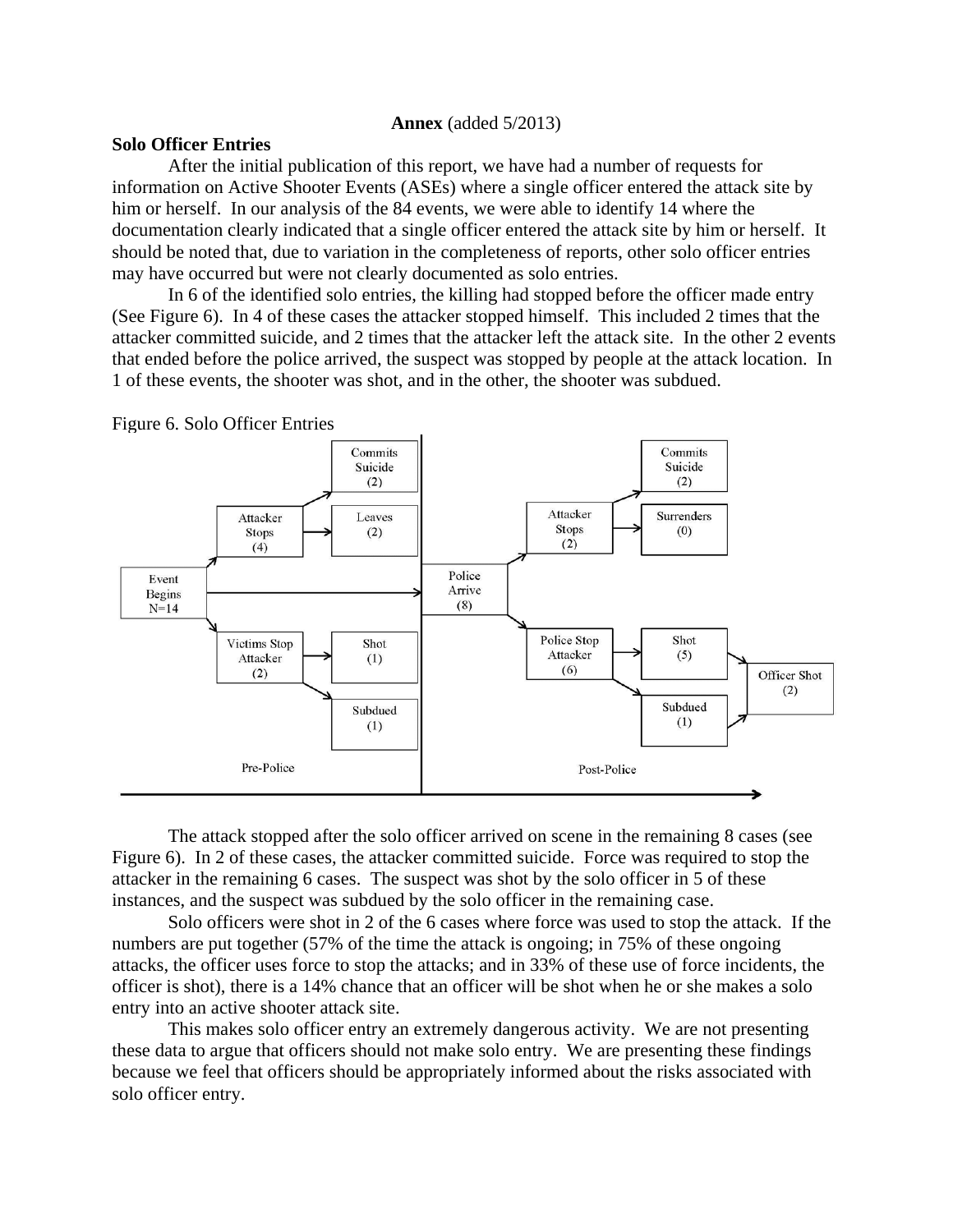**Annex** (added 5/2013)

**Solo Officer Entries**

After the initial publication of this report, we have had a number of requests for information on Active Shooter Events (ASEs) where a single officer entered the attack site by him or herself. In our analysis of the 84 events, we were able to identify 14 where the documentation clearly indicated that a single officer entered the attack site by him or herself. It should be noted that, due to variation in the completeness of reports, other solo officer entries may have occurred but were not clearly documented as solo entries.

In 6 of the identified solo entries, the killing had stopped before the officer made entry (See Figure 6). In 4 of these cases the attacker stopped himself. This included 2 times that the attacker committed suicide, and 2 times that the attacker left the attack site. In the other 2 events that ended before the police arrived, the suspect was stopped by people at the attack location. In 1 of these events, the shooter was shot, and in the other, the shooter was subdued.

Figure 6. Solo Officer Entries

The attack stopped after the solo officer arrived on scene in the remaining 8 cases (see Figure 6). In 2 of these cases, the attacker committed suicide. Force was required to stop the attacker in the remaining 6 cases. The suspect was shot by the solo officer in 5 of these instances, and the suspect was subdued by the solo officer in the remaining case.

Solo officers were shot in 2 of the 6 cases where force was used to stop the attack. If the numbers are put together (57% of the time the attack is ongoing; in 75% of these ongoing attacks, the officer uses force to stop the attacks; and in 33% of these use of force incidents, the officer is shot), there is a 14% chance that an officer will be shot when he or she makes a solo entry into an active shooter attack site.

This makes solo officer entry an extremely dangerous activity. We are not presenting these data to argue that officers should not make solo entry. We are presenting these findings because we feel that officers should be appropriately informed about the risks associated with solo officer entry.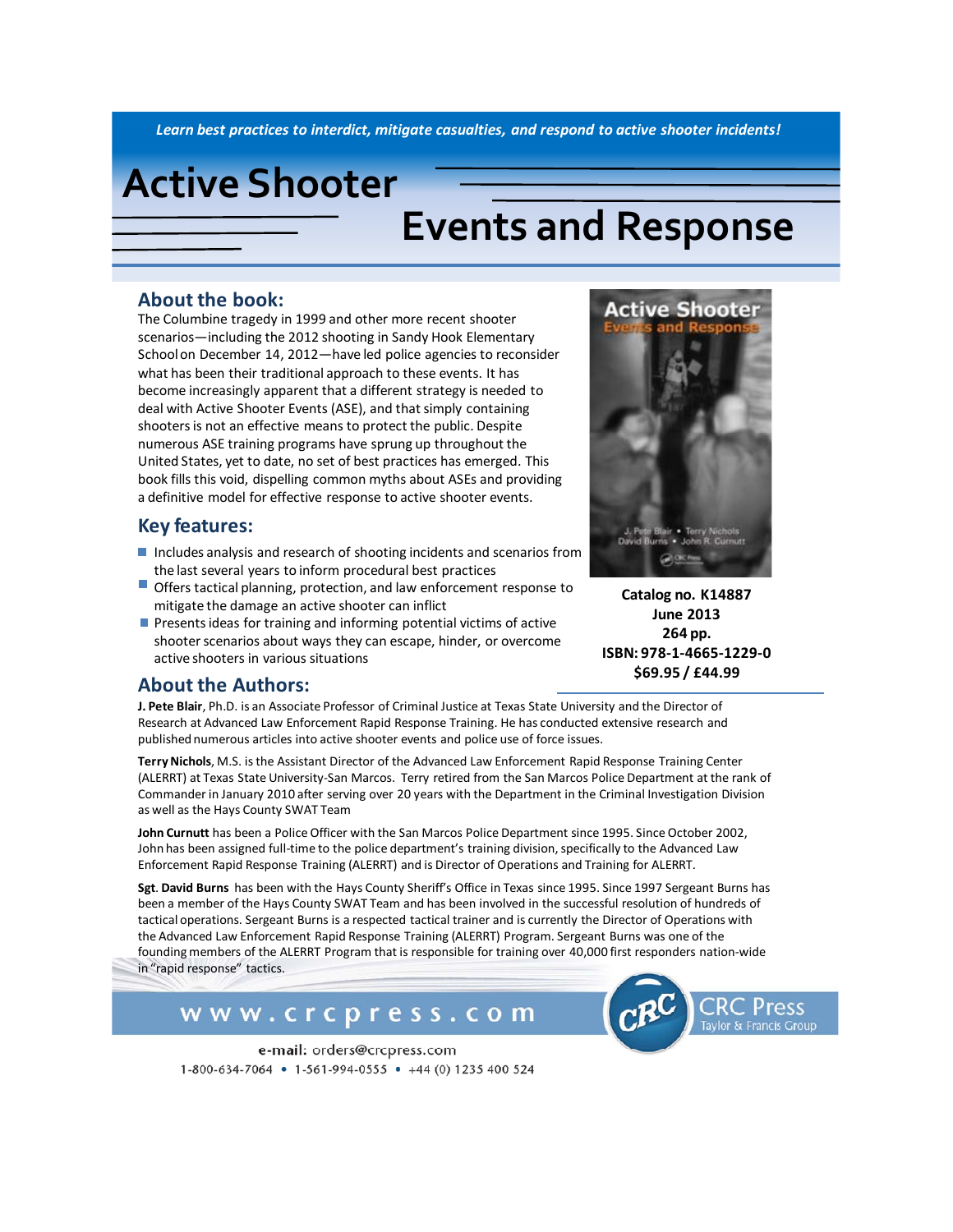*Learn best practices to interdict, mitigate casualties, and respond to active shooter incidents!*

# Active Shooter Events and Response

## About the book:

The Columbine tragedy in 1999 and other more recent shooter scenarios—including the 2012 shooting in Sandy Hook Elementary School on December 14, 2012—have led police agencies to reconsider what has been their traditional approach to these events. It has become increasingly apparent that a different strategy is needed to deal with Active Shooter Events (ASE), and that simply containing shooters is not an effective means to protect the public. Despite numerous ASE training programs have sprung up throughout the United States, yet to date, no set of best practices has emerged. This book fills this void, dispelling common myths about ASEs and providing a definitive model for effective response to active shooter events.

## Key features:

- Includes analysis and research of shooting incidents and scenarios from the last several years to inform procedural best practices
- Offers tactical planning, protection, and law enforcement response to mitigate the damage an active shooter can inflict
- Presents ideas for training and informing potential victims of active shooter scenarios about ways they can escape, hinder, or overcome active shooters in various situations

**Catalog no. K14887**
**June 2013**
**264 pp.**
**ISBN: 978-1-4665-1229-0**
**$69.95 / £44.99**

## About the Authors:

**J. Pete Blair**, Ph.D. is an Associate Professor of Criminal Justice at Texas State University and the Director of Research at Advanced Law Enforcement Rapid Response Training. He has conducted extensive research and published numerous articles into active shooter events and police use of force issues.

**Terry Nichols**, M.S. is the Assistant Director of the Advanced Law Enforcement Rapid Response Training Center (ALERRT) at Texas State University-San Marcos. Terry retired from the San Marcos Police Department at the rank of Commander in January 2010 after serving over 20 years with the Department in the Criminal Investigation Division as well as the Hays County SWAT Team

**John Curnutt** has been a Police Officer with the San Marcos Police Department since 1995. Since October 2002, John has been assigned full-time to the police department's training division, specifically to the Advanced Law Enforcement Rapid Response Training (ALERRT) and is Director of Operations and Training for ALERRT.

**Sgt. David Burns** has been with the Hays County Sheriff's Office in Texas since 1995. Since 1997 Sergeant Burns has been a member of the Hays County SWAT Team and has been involved in the successful resolution of hundreds of tactical operations. Sergeant Burns is a respected tactical trainer and is currently the Director of Operations with the Advanced Law Enforcement Rapid Response Training (ALERRT) Program. Sergeant Burns was one of the founding members of the ALERRT Program that is responsible for training over 40,000 first responders nation-wide in "rapid response" tactics.

www.crcpress.com

CRC Press
Taylor & Francis Group

**e-mail:** orders@crcpress.com
1-800-634-7064 • 1-561-994-0555 • +44 (0) 1235 400 524